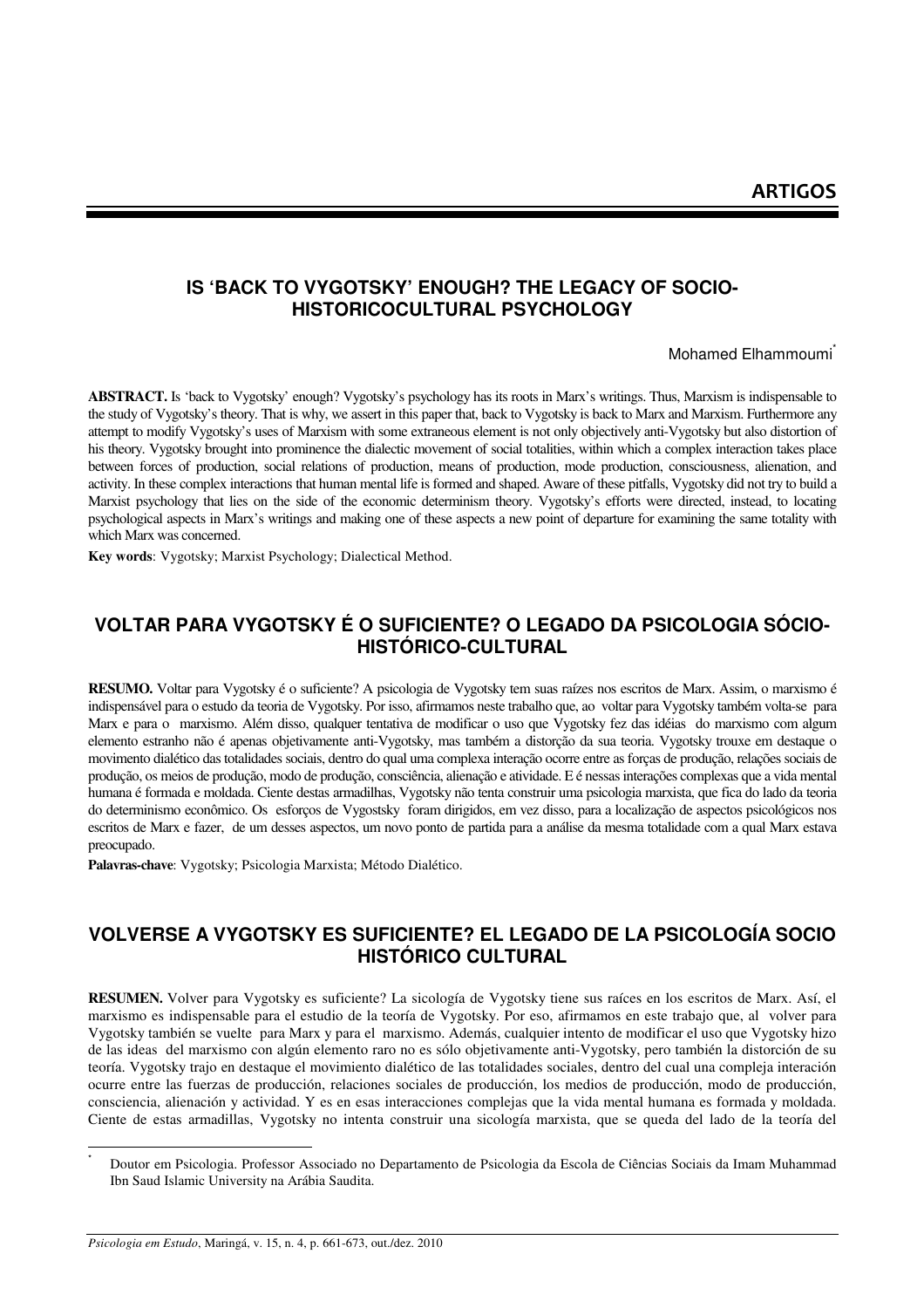**ARTIGOS**

# IS 'BACK TO VYGOTSKY' ENOUGH? THE LEGACY OF SOCIO-HISTORICOCULTURAL PSYCHOLOGY

Mohamed Elhammoumi*

**ABSTRACT.** Is 'back to Vygotsky' enough? Vygotsky's psychology has its roots in Marx's writings. Thus, Marxism is indispensable to the study of Vygotsky's theory. That is why, we assert in this paper that, back to Vygotsky is back to Marx and Marxism. Furthermore any attempt to modify Vygotsky's uses of Marxism with some extraneous element is not only objectively anti-Vygotsky but also distortion of his theory. Vygotsky brought into prominence the dialectic movement of social totalities, within which a complex interaction takes place between forces of production, social relations of production, means of production, mode production, consciousness, alienation, and activity. In these complex interactions that human mental life is formed and shaped. Aware of these pitfalls, Vygotsky did not try to build a Marxist psychology that lies on the side of the economic determinism theory. Vygotsky's efforts were directed, instead, to locating psychological aspects in Marx's writings and making one of these aspects a new point of departure for examining the same totality with which Marx was concerned.

**Key words**: Vygotsky; Marxist Psychology; Dialectical Method.

# VOLTAR PARA VYGOTSKY É O SUFICIENTE? O LEGADO DA PSICOLOGIA SÓCIO-HISTÓRICO-CULTURAL

**RESUMO.** Voltar para Vygotsky é o suficiente? A psicologia de Vygotsky tem suas raízes nos escritos de Marx. Assim, o marxismo é indispensável para o estudo da teoria de Vygotsky. Por isso, afirmamos neste trabalho que, ao voltar para Vygotsky também volta-se para Marx e para o marxismo. Além disso, qualquer tentativa de modificar o uso que Vygotsky fez das idéias do marxismo com algum elemento estranho não é apenas objetivamente anti-Vygotsky, mas também a distorção da sua teoria. Vygotsky trouxe em destaque o movimento dialético das totalidades sociais, dentro do qual uma complexa interação ocorre entre as forças de produção, relações sociais de produção, os meios de produção, modo de produção, consciência, alienação e atividade. E é nessas interações complexas que a vida mental humana é formada e moldada. Ciente destas armadilhas, Vygotsky não tenta construir uma psicologia marxista, que fica do lado da teoria do determinismo econômico. Os esforços de Vygostsky foram dirigidos, em vez disso, para a localização de aspectos psicológicos nos escritos de Marx e fazer, de um desses aspectos, um novo ponto de partida para a análise da mesma totalidade com a qual Marx estava preocupado.

**Palavras-chave**: Vygotsky; Psicologia Marxista; Método Dialético.

# VOLVERSE A VYGOTSKY ES SUFICIENTE? EL LEGADO DE LA PSICOLOGÍA SOCIO HISTÓRICO CULTURAL

**RESUMEN.** Volver para Vygotsky es suficiente? La sicología de Vygotsky tiene sus raíces en los escritos de Marx. Así, el marxismo es indispensable para el estudio de la teoría de Vygotsky. Por eso, afirmamos en este trabajo que, al volver para Vygotsky también se vuelte para Marx y para el marxismo. Además, cualquier intento de modificar el uso que Vygotsky hizo de las ideas del marxismo con algún elemento raro no es sólo objetivamente anti-Vygotsky, pero también la distorción de su teoría. Vygotsky trajo en destaque el movimiento dialético de las totalidades sociales, dentro del cual una compleja interación ocurre entre las fuerzas de producción, relaciones sociales de producción, los medios de producción, modo de producción, consciencia, alienación y actividad. Y es en esas interacciones complejas que la vida mental humana es formada y moldada. Ciente de estas armadillas, Vygotsky no intenta construir una sicología marxista, que se queda del lado de la teoría del

---

\* Doutor em Psicologia. Professor Associado no Departamento de Psicologia da Escola de Ciências Sociais da Imam Muhammad Ibn Saud Islamic University na Arábia Saudita.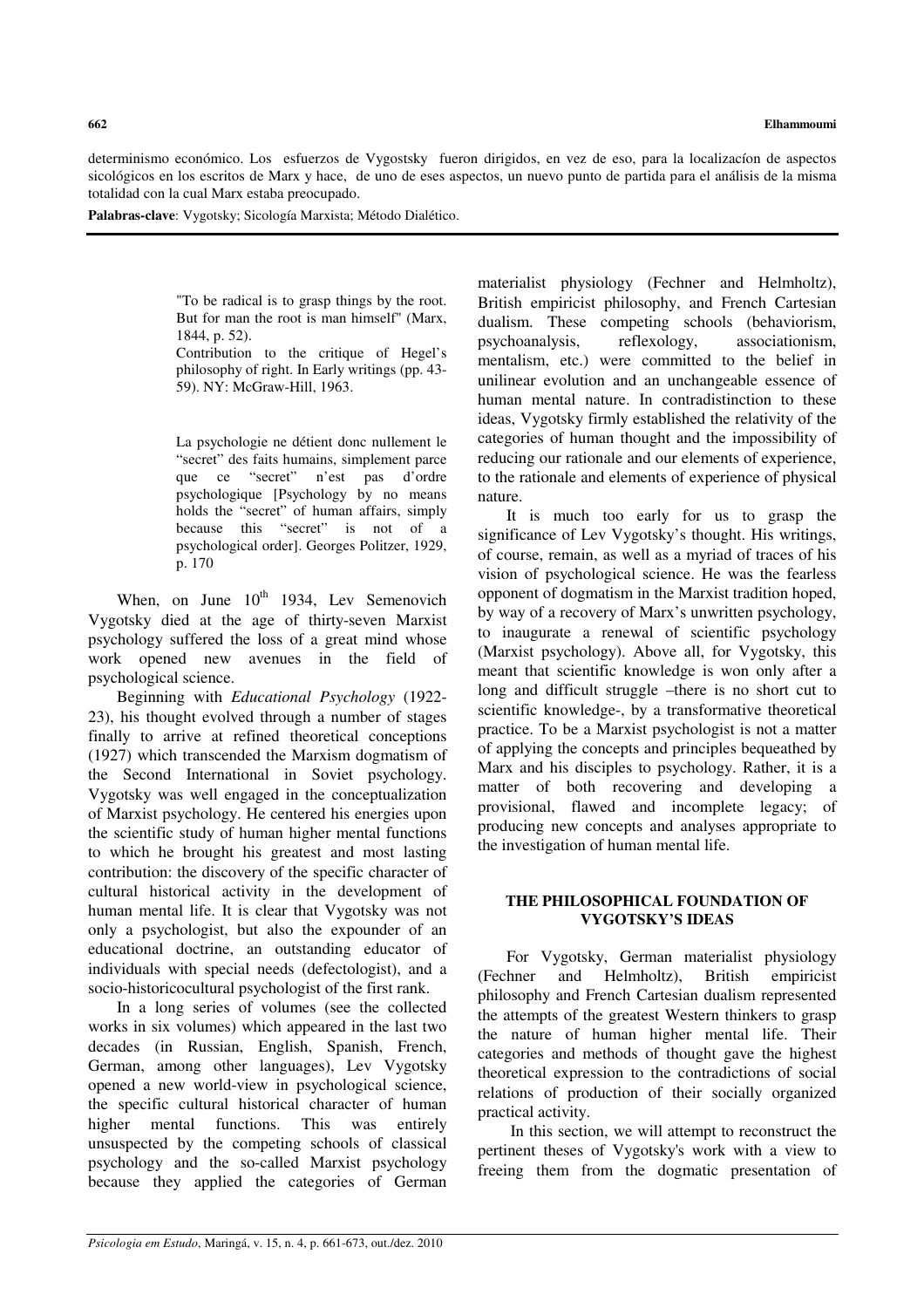determinismo económico. Los esfuerzos de Vygostsky fueron dirigidos, en vez de eso, para la localizacíon de aspectos sicológicos en los escritos de Marx y hace, de uno de eses aspectos, un nuevo punto de partida para el análisis de la misma totalidad con la cual Marx estaba preocupado.

**Palabras-clave**: Vygotsky; Sicología Marxista; Método Dialético.

> "To be radical is to grasp things by the root. But for man the root is man himself" (Marx, 1844, p. 52).
>
> Contribution to the critique of Hegel's philosophy of right. In Early writings (pp. 43-59). NY: McGraw-Hill, 1963.

> La psychologie ne détient donc nullement le "secret" des faits humains, simplement parce que ce "secret" n'est pas d'ordre psychologique [Psychology by no means holds the "secret" of human affairs, simply because this "secret" is not of a psychological order]. Georges Politzer, 1929, p. 170

When, on June 10th 1934, Lev Semenovich Vygotsky died at the age of thirty-seven Marxist psychology suffered the loss of a great mind whose work opened new avenues in the field of psychological science.

Beginning with *Educational Psychology* (1922-23), his thought evolved through a number of stages finally to arrive at refined theoretical conceptions (1927) which transcended the Marxism dogmatism of the Second International in Soviet psychology. Vygotsky was well engaged in the conceptualization of Marxist psychology. He centered his energies upon the scientific study of human higher mental functions to which he brought his greatest and most lasting contribution: the discovery of the specific character of cultural historical activity in the development of human mental life. It is clear that Vygotsky was not only a psychologist, but also the expounder of an educational doctrine, an outstanding educator of individuals with special needs (defectologist), and a socio-historicocultural psychologist of the first rank.

In a long series of volumes (see the collected works in six volumes) which appeared in the last two decades (in Russian, English, Spanish, French, German, among other languages), Lev Vygotsky opened a new world-view in psychological science, the specific cultural historical character of human higher mental functions. This was entirely unsuspected by the competing schools of classical psychology and the so-called Marxist psychology because they applied the categories of German materialist physiology (Fechner and Helmholtz), British empiricist philosophy, and French Cartesian dualism. These competing schools (behaviorism, psychoanalysis, reflexology, associationism, mentalism, etc.) were committed to the belief in unilinear evolution and an unchangeable essence of human mental nature. In contradistinction to these ideas, Vygotsky firmly established the relativity of the categories of human thought and the impossibility of reducing our rationale and our elements of experience, to the rationale and elements of experience of physical nature.

It is much too early for us to grasp the significance of Lev Vygotsky's thought. His writings, of course, remain, as well as a myriad of traces of his vision of psychological science. He was the fearless opponent of dogmatism in the Marxist tradition hoped, by way of a recovery of Marx's unwritten psychology, to inaugurate a renewal of scientific psychology (Marxist psychology). Above all, for Vygotsky, this meant that scientific knowledge is won only after a long and difficult struggle –there is no short cut to scientific knowledge-, by a transformative theoretical practice. To be a Marxist psychologist is not a matter of applying the concepts and principles bequeathed by Marx and his disciples to psychology. Rather, it is a matter of both recovering and developing a provisional, flawed and incomplete legacy; of producing new concepts and analyses appropriate to the investigation of human mental life.

## THE PHILOSOPHICAL FOUNDATION OF VYGOTSKY'S IDEAS

For Vygotsky, German materialist physiology (Fechner and Helmholtz), British empiricist philosophy and French Cartesian dualism represented the attempts of the greatest Western thinkers to grasp the nature of human higher mental life. Their categories and methods of thought gave the highest theoretical expression to the contradictions of social relations of production of their socially organized practical activity.

In this section, we will attempt to reconstruct the pertinent theses of Vygotsky's work with a view to freeing them from the dogmatic presentation of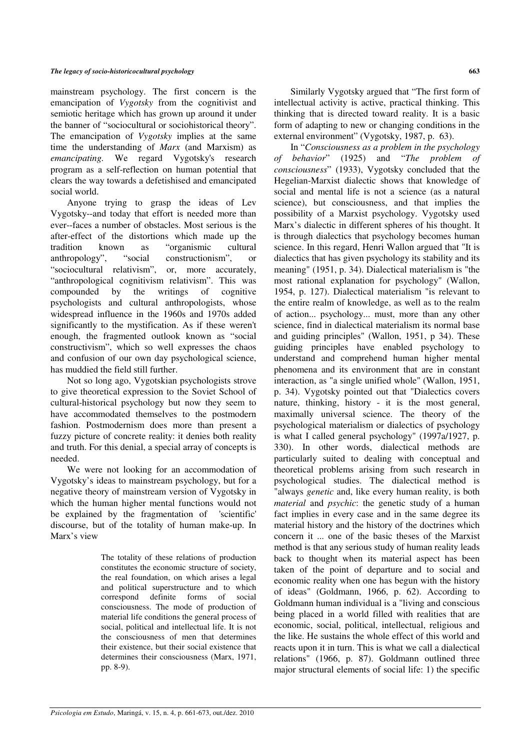mainstream psychology. The first concern is the emancipation of *Vygotsky* from the cognitivist and semiotic heritage which has grown up around it under the banner of "sociocultural or sociohistorical theory". The emancipation of *Vygotsky* implies at the same time the understanding of *Marx* (and Marxism) as *emancipating.* We regard Vygotsky's research program as a self-reflection on human potential that clears the way towards a defetishised and emancipated social world.

Anyone trying to grasp the ideas of Lev Vygotsky--and today that effort is needed more than ever--faces a number of obstacles. Most serious is the after-effect of the distortions which made up the tradition known as "organismic cultural anthropology", "social constructionism", or "sociocultural relativism", or, more accurately, "anthropological cognitivism relativism". This was compounded by the writings of cognitive psychologists and cultural anthropologists, whose widespread influence in the 1960s and 1970s added significantly to the mystification. As if these weren't enough, the fragmented outlook known as "social constructivism", which so well expresses the chaos and confusion of our own day psychological science, has muddied the field still further.

Not so long ago, Vygotskian psychologists strove to give theoretical expression to the Soviet School of cultural-historical psychology but now they seem to have accommodated themselves to the postmodern fashion. Postmodernism does more than present a fuzzy picture of concrete reality: it denies both reality and truth. For this denial, a special array of concepts is needed.

We were not looking for an accommodation of Vygotsky's ideas to mainstream psychology, but for a negative theory of mainstream version of Vygotsky in which the human higher mental functions would not be explained by the fragmentation of 'scientific' discourse, but of the totality of human make-up. In Marx's view

> The totality of these relations of production constitutes the economic structure of society, the real foundation, on which arises a legal and political superstructure and to which correspond definite forms of social consciousness. The mode of production of material life conditions the general process of social, political and intellectual life. It is not the consciousness of men that determines their existence, but their social existence that determines their consciousness (Marx, 1971, pp. 8-9).

Similarly Vygotsky argued that "The first form of intellectual activity is active, practical thinking. This thinking that is directed toward reality. It is a basic form of adapting to new or changing conditions in the external environment" (Vygotsky, 1987, p. 63).

In "*Consciousness as a problem in the psychology of behavior*" (1925) and "*The problem of consciousness*" (1933), Vygotsky concluded that the Hegelian-Marxist dialectic shows that knowledge of social and mental life is not a science (as a natural science), but consciousness, and that implies the possibility of a Marxist psychology. Vygotsky used Marx's dialectic in different spheres of his thought. It is through dialectics that psychology becomes human science. In this regard, Henri Wallon argued that "It is dialectics that has given psychology its stability and its meaning" (1951, p. 34). Dialectical materialism is "the most rational explanation for psychology" (Wallon, 1954, p. 127). Dialectical materialism "is relevant to the entire realm of knowledge, as well as to the realm of action... psychology... must, more than any other science, find in dialectical materialism its normal base and guiding principles" (Wallon, 1951, p 34). These guiding principles have enabled psychology to understand and comprehend human higher mental phenomena and its environment that are in constant interaction, as "a single unified whole" (Wallon, 1951, p. 34). Vygotsky pointed out that "Dialectics covers nature, thinking, history - it is the most general, maximally universal science. The theory of the psychological materialism or dialectics of psychology is what I called general psychology" (1997a/1927, p. 330). In other words, dialectical methods are particularly suited to dealing with conceptual and theoretical problems arising from such research in psychological studies. The dialectical method is "always *genetic* and, like every human reality, is both *material* and *psychic*: the genetic study of a human fact implies in every case and in the same degree its material history and the history of the doctrines which concern it ... one of the basic theses of the Marxist method is that any serious study of human reality leads back to thought when its material aspect has been taken of the point of departure and to social and economic reality when one has begun with the history of ideas" (Goldmann, 1966, p. 62). According to Goldmann human individual is a "living and conscious being placed in a world filled with realities that are economic, social, political, intellectual, religious and the like. He sustains the whole effect of this world and reacts upon it in turn. This is what we call a dialectical relations" (1966, p. 87). Goldmann outlined three major structural elements of social life: 1) the specific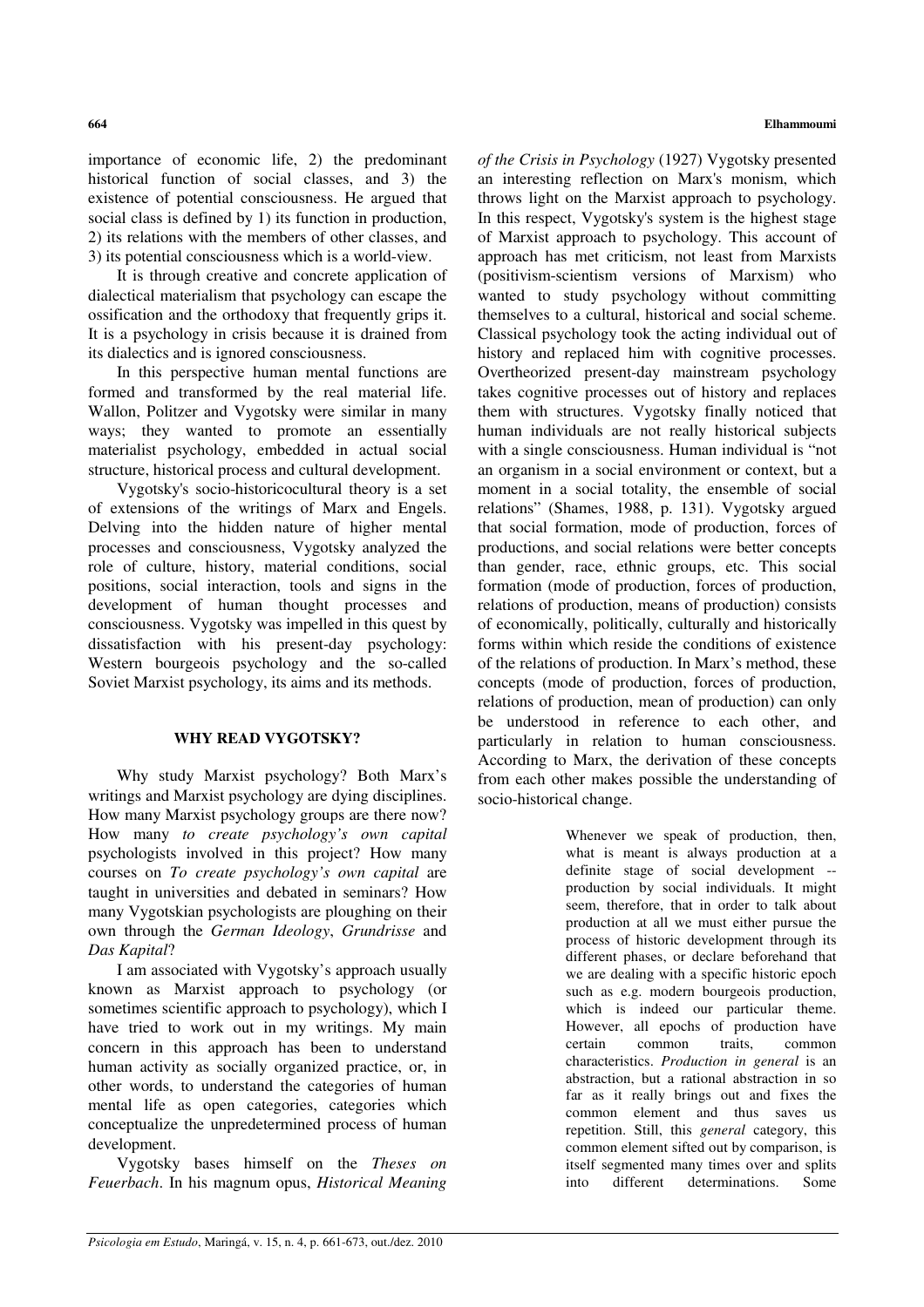importance of economic life, 2) the predominant historical function of social classes, and 3) the existence of potential consciousness. He argued that social class is defined by 1) its function in production, 2) its relations with the members of other classes, and 3) its potential consciousness which is a world-view.

It is through creative and concrete application of dialectical materialism that psychology can escape the ossification and the orthodoxy that frequently grips it. It is a psychology in crisis because it is drained from its dialectics and is ignored consciousness.

In this perspective human mental functions are formed and transformed by the real material life. Wallon, Politzer and Vygotsky were similar in many ways; they wanted to promote an essentially materialist psychology, embedded in actual social structure, historical process and cultural development.

Vygotsky's socio-historicocultural theory is a set of extensions of the writings of Marx and Engels. Delving into the hidden nature of higher mental processes and consciousness, Vygotsky analyzed the role of culture, history, material conditions, social positions, social interaction, tools and signs in the development of human thought processes and consciousness. Vygotsky was impelled in this quest by dissatisfaction with his present-day psychology: Western bourgeois psychology and the so-called Soviet Marxist psychology, its aims and its methods.

## WHY READ VYGOTSKY?

Why study Marxist psychology? Both Marx's writings and Marxist psychology are dying disciplines. How many Marxist psychology groups are there now? How many *to create psychology's own capital* psychologists involved in this project? How many courses on *To create psychology's own capital* are taught in universities and debated in seminars? How many Vygotskian psychologists are ploughing on their own through the *German Ideology*, *Grundrisse* and *Das Kapital*?

I am associated with Vygotsky's approach usually known as Marxist approach to psychology (or sometimes scientific approach to psychology), which I have tried to work out in my writings. My main concern in this approach has been to understand human activity as socially organized practice, or, in other words, to understand the categories of human mental life as open categories, categories which conceptualize the unpredetermined process of human development.

Vygotsky bases himself on the *Theses on Feuerbach*. In his magnum opus, *Historical Meaning of the Crisis in Psychology* (1927) Vygotsky presented an interesting reflection on Marx's monism, which throws light on the Marxist approach to psychology. In this respect, Vygotsky's system is the highest stage of Marxist approach to psychology. This account of approach has met criticism, not least from Marxists (positivism-scientism versions of Marxism) who wanted to study psychology without committing themselves to a cultural, historical and social scheme. Classical psychology took the acting individual out of history and replaced him with cognitive processes. Overtheorized present-day mainstream psychology takes cognitive processes out of history and replaces them with structures. Vygotsky finally noticed that human individuals are not really historical subjects with a single consciousness. Human individual is "not an organism in a social environment or context, but a moment in a social totality, the ensemble of social relations" (Shames, 1988, p. 131). Vygotsky argued that social formation, mode of production, forces of productions, and social relations were better concepts than gender, race, ethnic groups, etc. This social formation (mode of production, forces of production, relations of production, means of production) consists of economically, politically, culturally and historically forms within which reside the conditions of existence of the relations of production. In Marx's method, these concepts (mode of production, forces of production, relations of production, mean of production) can only be understood in reference to each other, and particularly in relation to human consciousness. According to Marx, the derivation of these concepts from each other makes possible the understanding of socio-historical change.

> Whenever we speak of production, then, what is meant is always production at a definite stage of social development -- production by social individuals. It might seem, therefore, that in order to talk about production at all we must either pursue the process of historic development through its different phases, or declare beforehand that we are dealing with a specific historic epoch such as e.g. modern bourgeois production, which is indeed our particular theme. However, all epochs of production have certain common traits, common characteristics. *Production in general* is an abstraction, but a rational abstraction in so far as it really brings out and fixes the common element and thus saves us repetition. Still, this *general* category, this common element sifted out by comparison, is itself segmented many times over and splits into different determinations. Some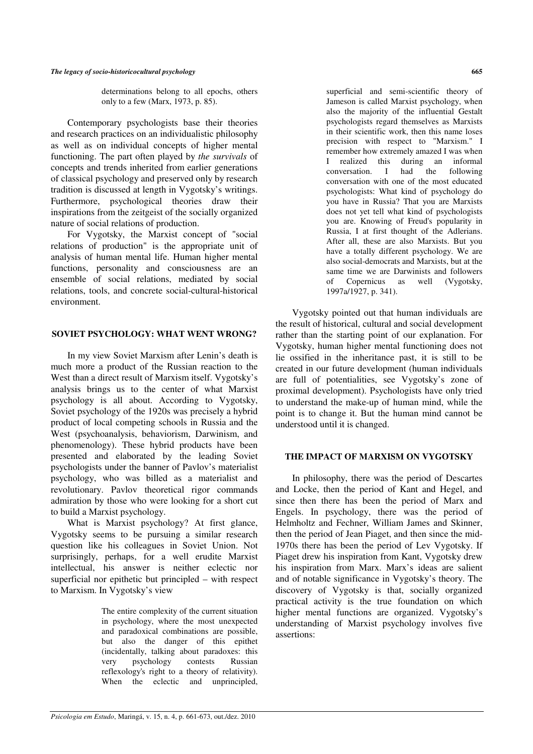determinations belong to all epochs, others only to a few (Marx, 1973, p. 85).

Contemporary psychologists base their theories and research practices on an individualistic philosophy as well as on individual concepts of higher mental functioning. The part often played by *the survivals* of concepts and trends inherited from earlier generations of classical psychology and preserved only by research tradition is discussed at length in Vygotsky's writings. Furthermore, psychological theories draw their inspirations from the zeitgeist of the socially organized nature of social relations of production.

For Vygotsky, the Marxist concept of "social relations of production" is the appropriate unit of analysis of human mental life. Human higher mental functions, personality and consciousness are an ensemble of social relations, mediated by social relations, tools, and concrete social-cultural-historical environment.

## SOVIET PSYCHOLOGY: WHAT WENT WRONG?

In my view Soviet Marxism after Lenin's death is much more a product of the Russian reaction to the West than a direct result of Marxism itself. Vygotsky's analysis brings us to the center of what Marxist psychology is all about. According to Vygotsky, Soviet psychology of the 1920s was precisely a hybrid product of local competing schools in Russia and the West (psychoanalysis, behaviorism, Darwinism, and phenomenology). These hybrid products have been presented and elaborated by the leading Soviet psychologists under the banner of Pavlov's materialist psychology, who was billed as a materialist and revolutionary. Pavlov theoretical rigor commands admiration by those who were looking for a short cut to build a Marxist psychology.

What is Marxist psychology? At first glance, Vygotsky seems to be pursuing a similar research question like his colleagues in Soviet Union. Not surprisingly, perhaps, for a well erudite Marxist intellectual, his answer is neither eclectic nor superficial nor epithetic but principled – with respect to Marxism. In Vygotsky's view

> The entire complexity of the current situation in psychology, where the most unexpected and paradoxical combinations are possible, but also the danger of this epithet (incidentally, talking about paradoxes: this very psychology contests Russian reflexology's right to a theory of relativity). When the eclectic and unprincipled, superficial and semi-scientific theory of Jameson is called Marxist psychology, when also the majority of the influential Gestalt psychologists regard themselves as Marxists in their scientific work, then this name loses precision with respect to "Marxism." I remember how extremely amazed I was when I realized this during an informal conversation. I had the following conversation with one of the most educated psychologists: What kind of psychology do you have in Russia? That you are Marxists does not yet tell what kind of psychologists you are. Knowing of Freud's popularity in Russia, I at first thought of the Adlerians. After all, these are also Marxists. But you have a totally different psychology. We are also social-democrats and Marxists, but at the same time we are Darwinists and followers of Copernicus as well (Vygotsky, 1997a/1927, p. 341).

Vygotsky pointed out that human individuals are the result of historical, cultural and social development rather than the starting point of our explanation. For Vygotsky, human higher mental functioning does not lie ossified in the inheritance past, it is still to be created in our future development (human individuals are full of potentialities, see Vygotsky's zone of proximal development). Psychologists have only tried to understand the make-up of human mind, while the point is to change it. But the human mind cannot be understood until it is changed.

## THE IMPACT OF MARXISM ON VYGOTSKY

In philosophy, there was the period of Descartes and Locke, then the period of Kant and Hegel, and since then there has been the period of Marx and Engels. In psychology, there was the period of Helmholtz and Fechner, William James and Skinner, then the period of Jean Piaget, and then since the mid-1970s there has been the period of Lev Vygotsky. If Piaget drew his inspiration from Kant, Vygotsky drew his inspiration from Marx. Marx's ideas are salient and of notable significance in Vygotsky's theory. The discovery of Vygotsky is that, socially organized practical activity is the true foundation on which higher mental functions are organized. Vygotsky's understanding of Marxist psychology involves five assertions: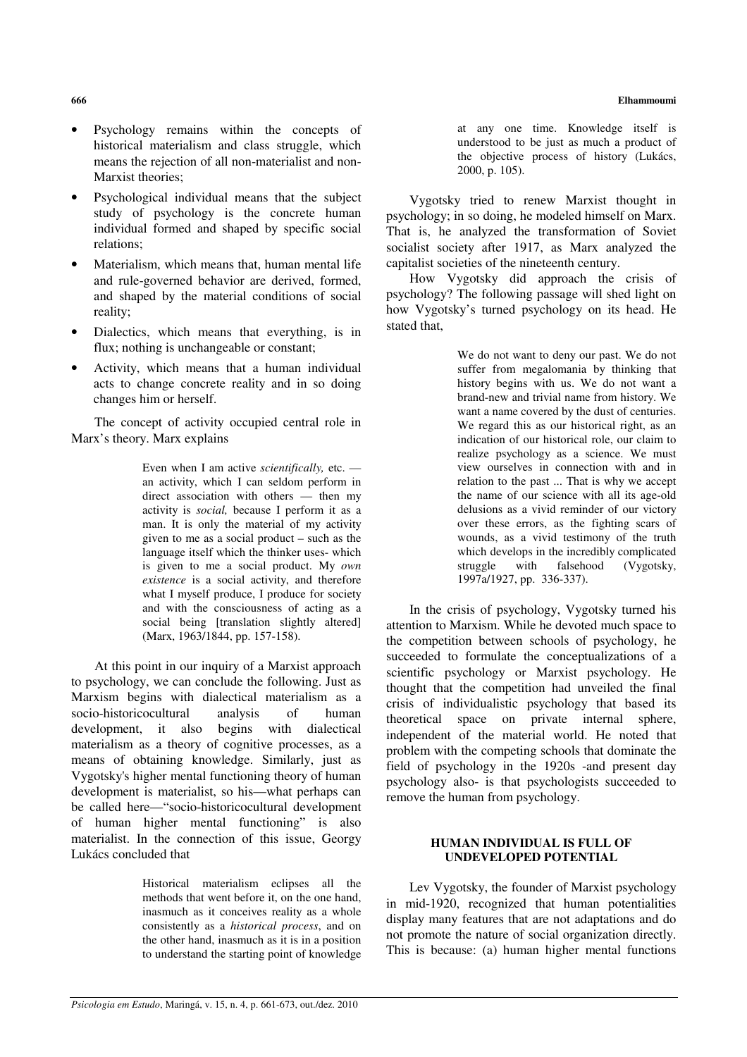- Psychology remains within the concepts of historical materialism and class struggle, which means the rejection of all non-materialist and non-Marxist theories;
- Psychological individual means that the subject study of psychology is the concrete human individual formed and shaped by specific social relations;
- Materialism, which means that, human mental life and rule-governed behavior are derived, formed, and shaped by the material conditions of social reality;
- Dialectics, which means that everything, is in flux; nothing is unchangeable or constant;
- Activity, which means that a human individual acts to change concrete reality and in so doing changes him or herself.

The concept of activity occupied central role in Marx's theory. Marx explains

> Even when I am active *scientifically,* etc. — an activity, which I can seldom perform in direct association with others — then my activity is *social,* because I perform it as a man. It is only the material of my activity given to me as a social product – such as the language itself which the thinker uses- which is given to me a social product. My *own existence* is a social activity, and therefore what I myself produce, I produce for society and with the consciousness of acting as a social being [translation slightly altered] (Marx, 1963/1844, pp. 157-158).

At this point in our inquiry of a Marxist approach to psychology, we can conclude the following. Just as Marxism begins with dialectical materialism as a socio-historicocultural analysis of human development, it also begins with dialectical materialism as a theory of cognitive processes, as a means of obtaining knowledge. Similarly, just as Vygotsky's higher mental functioning theory of human development is materialist, so his—what perhaps can be called here—"socio-historicocultural development of human higher mental functioning" is also materialist. In the connection of this issue, Georgy Lukács concluded that

> Historical materialism eclipses all the methods that went before it, on the one hand, inasmuch as it conceives reality as a whole consistently as a *historical process*, and on the other hand, inasmuch as it is in a position to understand the starting point of knowledge at any one time. Knowledge itself is understood to be just as much a product of the objective process of history (Lukács, 2000, p. 105).

Vygotsky tried to renew Marxist thought in psychology; in so doing, he modeled himself on Marx. That is, he analyzed the transformation of Soviet socialist society after 1917, as Marx analyzed the capitalist societies of the nineteenth century.

How Vygotsky did approach the crisis of psychology? The following passage will shed light on how Vygotsky's turned psychology on its head. He stated that,

> We do not want to deny our past. We do not suffer from megalomania by thinking that history begins with us. We do not want a brand-new and trivial name from history. We want a name covered by the dust of centuries. We regard this as our historical right, as an indication of our historical role, our claim to realize psychology as a science. We must view ourselves in connection with and in relation to the past ... That is why we accept the name of our science with all its age-old delusions as a vivid reminder of our victory over these errors, as the fighting scars of wounds, as a vivid testimony of the truth which develops in the incredibly complicated struggle with falsehood (Vygotsky, 1997a/1927, pp. 336-337).

In the crisis of psychology, Vygotsky turned his attention to Marxism. While he devoted much space to the competition between schools of psychology, he succeeded to formulate the conceptualizations of a scientific psychology or Marxist psychology. He thought that the competition had unveiled the final crisis of individualistic psychology that based its theoretical space on private internal sphere, independent of the material world. He noted that problem with the competing schools that dominate the field of psychology in the 1920s -and present day psychology also- is that psychologists succeeded to remove the human from psychology.

## HUMAN INDIVIDUAL IS FULL OF UNDEVELOPED POTENTIAL

Lev Vygotsky, the founder of Marxist psychology in mid-1920, recognized that human potentialities display many features that are not adaptations and do not promote the nature of social organization directly. This is because: (a) human higher mental functions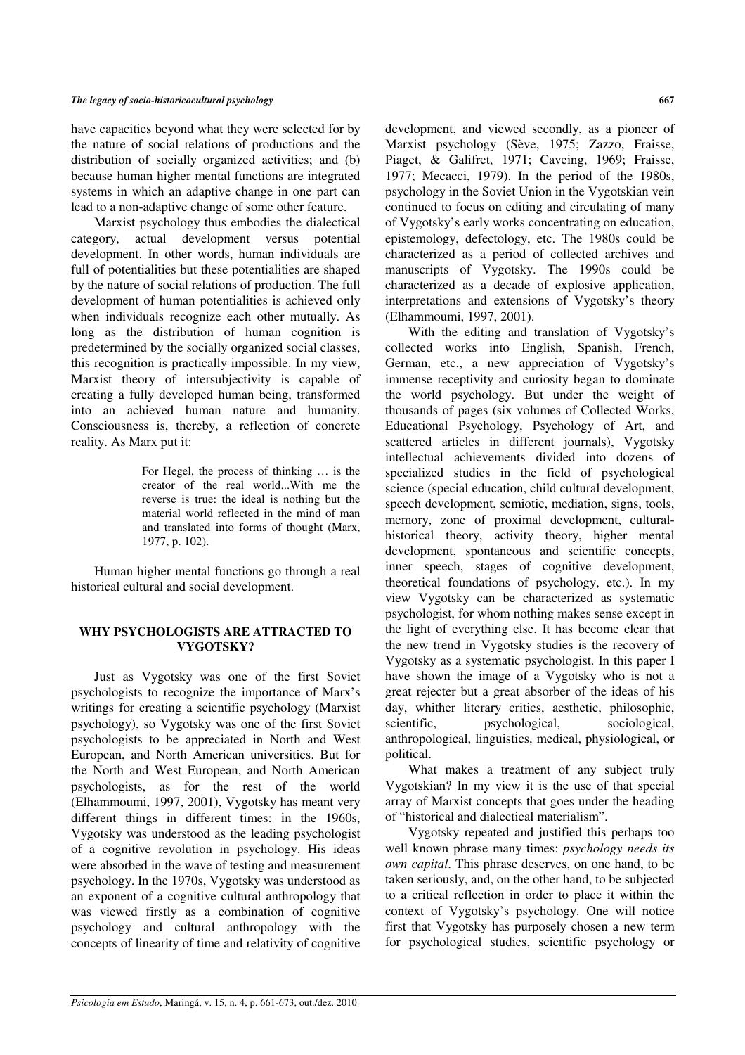have capacities beyond what they were selected for by the nature of social relations of productions and the distribution of socially organized activities; and (b) because human higher mental functions are integrated systems in which an adaptive change in one part can lead to a non-adaptive change of some other feature.

Marxist psychology thus embodies the dialectical category, actual development versus potential development. In other words, human individuals are full of potentialities but these potentialities are shaped by the nature of social relations of production. The full development of human potentialities is achieved only when individuals recognize each other mutually. As long as the distribution of human cognition is predetermined by the socially organized social classes, this recognition is practically impossible. In my view, Marxist theory of intersubjectivity is capable of creating a fully developed human being, transformed into an achieved human nature and humanity. Consciousness is, thereby, a reflection of concrete reality. As Marx put it:

> For Hegel, the process of thinking … is the creator of the real world...With me the reverse is true: the ideal is nothing but the material world reflected in the mind of man and translated into forms of thought (Marx, 1977, p. 102).

Human higher mental functions go through a real historical cultural and social development.

## WHY PSYCHOLOGISTS ARE ATTRACTED TO VYGOTSKY?

Just as Vygotsky was one of the first Soviet psychologists to recognize the importance of Marx's writings for creating a scientific psychology (Marxist psychology), so Vygotsky was one of the first Soviet psychologists to be appreciated in North and West European, and North American universities. But for the North and West European, and North American psychologists, as for the rest of the world (Elhammoumi, 1997, 2001), Vygotsky has meant very different things in different times: in the 1960s, Vygotsky was understood as the leading psychologist of a cognitive revolution in psychology. His ideas were absorbed in the wave of testing and measurement psychology. In the 1970s, Vygotsky was understood as an exponent of a cognitive cultural anthropology that was viewed firstly as a combination of cognitive psychology and cultural anthropology with the concepts of linearity of time and relativity of cognitive development, and viewed secondly, as a pioneer of Marxist psychology (Sève, 1975; Zazzo, Fraisse, Piaget, & Galifret, 1971; Caveing, 1969; Fraisse, 1977; Mecacci, 1979). In the period of the 1980s, psychology in the Soviet Union in the Vygotskian vein continued to focus on editing and circulating of many of Vygotsky's early works concentrating on education, epistemology, defectology, etc. The 1980s could be characterized as a period of collected archives and manuscripts of Vygotsky. The 1990s could be characterized as a decade of explosive application, interpretations and extensions of Vygotsky's theory (Elhammoumi, 1997, 2001).

With the editing and translation of Vygotsky's collected works into English, Spanish, French, German, etc., a new appreciation of Vygotsky's immense receptivity and curiosity began to dominate the world psychology. But under the weight of thousands of pages (six volumes of Collected Works, Educational Psychology, Psychology of Art, and scattered articles in different journals), Vygotsky intellectual achievements divided into dozens of specialized studies in the field of psychological science (special education, child cultural development, speech development, semiotic, mediation, signs, tools, memory, zone of proximal development, cultural-historical theory, activity theory, higher mental development, spontaneous and scientific concepts, inner speech, stages of cognitive development, theoretical foundations of psychology, etc.). In my view Vygotsky can be characterized as systematic psychologist, for whom nothing makes sense except in the light of everything else. It has become clear that the new trend in Vygotsky studies is the recovery of Vygotsky as a systematic psychologist. In this paper I have shown the image of a Vygotsky who is not a great rejecter but a great absorber of the ideas of his day, whither literary critics, aesthetic, philosophic, scientific, psychological, sociological, anthropological, linguistics, medical, physiological, or political.

What makes a treatment of any subject truly Vygotskian? In my view it is the use of that special array of Marxist concepts that goes under the heading of "historical and dialectical materialism".

Vygotsky repeated and justified this perhaps too well known phrase many times: *psychology needs its own capital*. This phrase deserves, on one hand, to be taken seriously, and, on the other hand, to be subjected to a critical reflection in order to place it within the context of Vygotsky's psychology. One will notice first that Vygotsky has purposely chosen a new term for psychological studies, scientific psychology or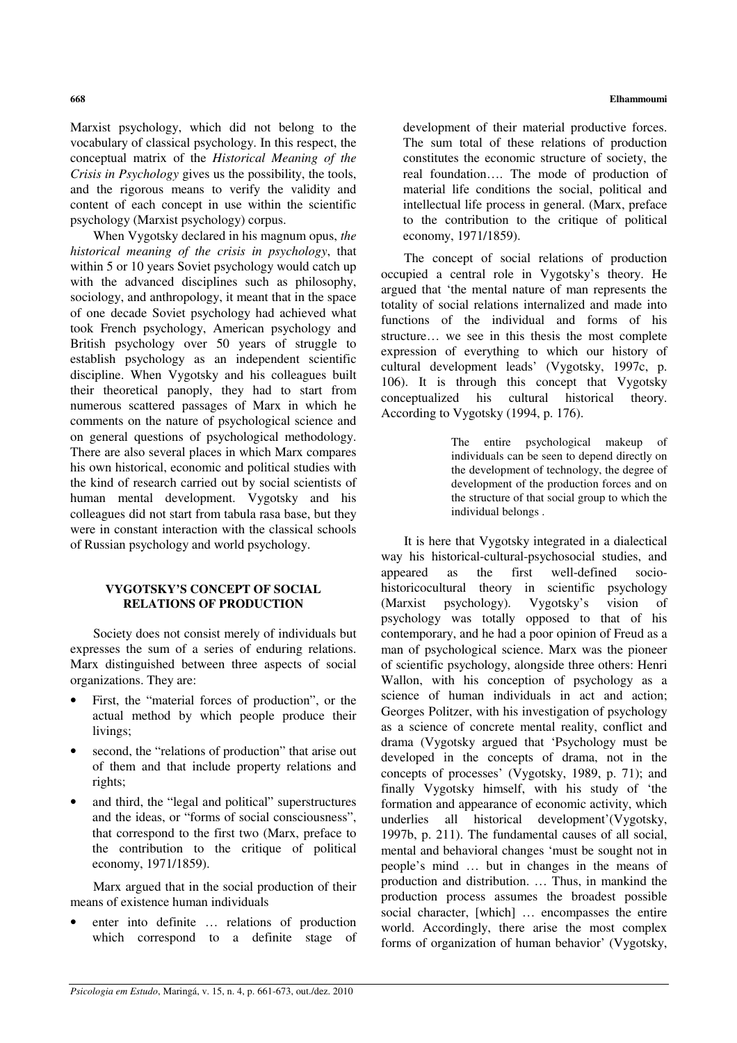Marxist psychology, which did not belong to the vocabulary of classical psychology. In this respect, the conceptual matrix of the *Historical Meaning of the Crisis in Psychology* gives us the possibility, the tools, and the rigorous means to verify the validity and content of each concept in use within the scientific psychology (Marxist psychology) corpus.

When Vygotsky declared in his magnum opus, *the historical meaning of the crisis in psychology*, that within 5 or 10 years Soviet psychology would catch up with the advanced disciplines such as philosophy, sociology, and anthropology, it meant that in the space of one decade Soviet psychology had achieved what took French psychology, American psychology and British psychology over 50 years of struggle to establish psychology as an independent scientific discipline. When Vygotsky and his colleagues built their theoretical panoply, they had to start from numerous scattered passages of Marx in which he comments on the nature of psychological science and on general questions of psychological methodology. There are also several places in which Marx compares his own historical, economic and political studies with the kind of research carried out by social scientists of human mental development. Vygotsky and his colleagues did not start from tabula rasa base, but they were in constant interaction with the classical schools of Russian psychology and world psychology.

## VYGOTSKY'S CONCEPT OF SOCIAL RELATIONS OF PRODUCTION

Society does not consist merely of individuals but expresses the sum of a series of enduring relations. Marx distinguished between three aspects of social organizations. They are:

- First, the "material forces of production", or the actual method by which people produce their livings;
- second, the "relations of production" that arise out of them and that include property relations and rights;
- and third, the "legal and political" superstructures and the ideas, or "forms of social consciousness", that correspond to the first two (Marx, preface to the contribution to the critique of political economy, 1971/1859).

Marx argued that in the social production of their means of existence human individuals

- enter into definite … relations of production which correspond to a definite stage of development of their material productive forces. The sum total of these relations of production constitutes the economic structure of society, the real foundation…. The mode of production of material life conditions the social, political and intellectual life process in general. (Marx, preface to the contribution to the critique of political economy, 1971/1859).

The concept of social relations of production occupied a central role in Vygotsky's theory. He argued that 'the mental nature of man represents the totality of social relations internalized and made into functions of the individual and forms of his structure… we see in this thesis the most complete expression of everything to which our history of cultural development leads' (Vygotsky, 1997c, p. 106). It is through this concept that Vygotsky conceptualized his cultural historical theory. According to Vygotsky (1994, p. 176).

> The entire psychological makeup of individuals can be seen to depend directly on the development of technology, the degree of development of the production forces and on the structure of that social group to which the individual belongs .

It is here that Vygotsky integrated in a dialectical way his historical-cultural-psychosocial studies, and appeared as the first well-defined socio-historicocultural theory in scientific psychology (Marxist psychology). Vygotsky's vision of psychology was totally opposed to that of his contemporary, and he had a poor opinion of Freud as a man of psychological science. Marx was the pioneer of scientific psychology, alongside three others: Henri Wallon, with his conception of psychology as a science of human individuals in act and action; Georges Politzer, with his investigation of psychology as a science of concrete mental reality, conflict and drama (Vygotsky argued that 'Psychology must be developed in the concepts of drama, not in the concepts of processes' (Vygotsky, 1989, p. 71); and finally Vygotsky himself, with his study of 'the formation and appearance of economic activity, which underlies all historical development'(Vygotsky, 1997b, p. 211). The fundamental causes of all social, mental and behavioral changes 'must be sought not in people's mind … but in changes in the means of production and distribution. … Thus, in mankind the production process assumes the broadest possible social character, [which] … encompasses the entire world. Accordingly, there arise the most complex forms of organization of human behavior' (Vygotsky,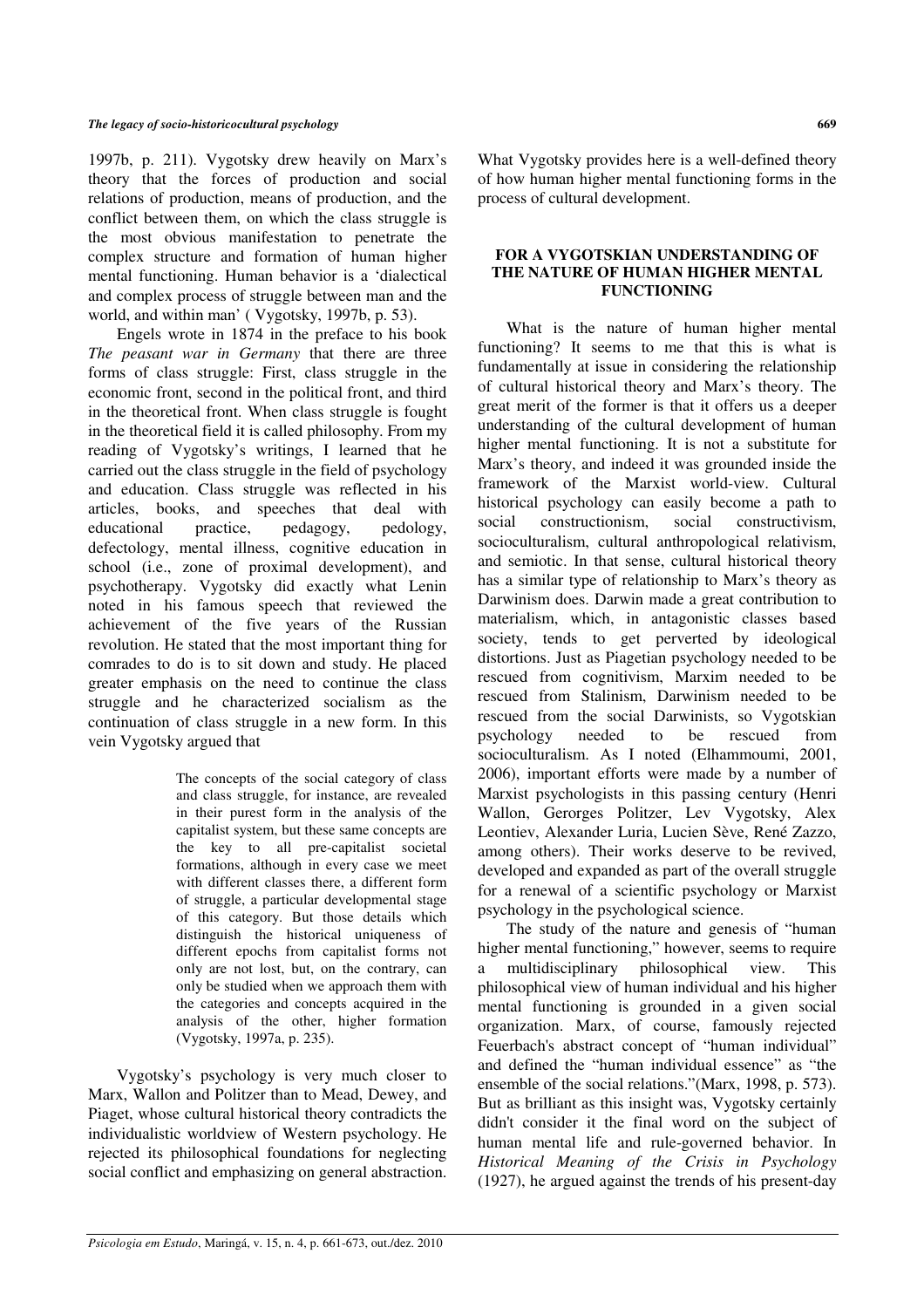1997b, p. 211). Vygotsky drew heavily on Marx's theory that the forces of production and social relations of production, means of production, and the conflict between them, on which the class struggle is the most obvious manifestation to penetrate the complex structure and formation of human higher mental functioning. Human behavior is a 'dialectical and complex process of struggle between man and the world, and within man' ( Vygotsky, 1997b, p. 53).

Engels wrote in 1874 in the preface to his book *The peasant war in Germany* that there are three forms of class struggle: First, class struggle in the economic front, second in the political front, and third in the theoretical front. When class struggle is fought in the theoretical field it is called philosophy. From my reading of Vygotsky's writings, I learned that he carried out the class struggle in the field of psychology and education. Class struggle was reflected in his articles, books, and speeches that deal with educational practice, pedagogy, pedology, defectology, mental illness, cognitive education in school (i.e., zone of proximal development), and psychotherapy. Vygotsky did exactly what Lenin noted in his famous speech that reviewed the achievement of the five years of the Russian revolution. He stated that the most important thing for comrades to do is to sit down and study. He placed greater emphasis on the need to continue the class struggle and he characterized socialism as the continuation of class struggle in a new form. In this vein Vygotsky argued that

> The concepts of the social category of class and class struggle, for instance, are revealed in their purest form in the analysis of the capitalist system, but these same concepts are the key to all pre-capitalist societal formations, although in every case we meet with different classes there, a different form of struggle, a particular developmental stage of this category. But those details which distinguish the historical uniqueness of different epochs from capitalist forms not only are not lost, but, on the contrary, can only be studied when we approach them with the categories and concepts acquired in the analysis of the other, higher formation (Vygotsky, 1997a, p. 235).

Vygotsky's psychology is very much closer to Marx, Wallon and Politzer than to Mead, Dewey, and Piaget, whose cultural historical theory contradicts the individualistic worldview of Western psychology. He rejected its philosophical foundations for neglecting social conflict and emphasizing on general abstraction. What Vygotsky provides here is a well-defined theory of how human higher mental functioning forms in the process of cultural development.

## FOR A VYGOTSKIAN UNDERSTANDING OF THE NATURE OF HUMAN HIGHER MENTAL FUNCTIONING

What is the nature of human higher mental functioning? It seems to me that this is what is fundamentally at issue in considering the relationship of cultural historical theory and Marx's theory. The great merit of the former is that it offers us a deeper understanding of the cultural development of human higher mental functioning. It is not a substitute for Marx's theory, and indeed it was grounded inside the framework of the Marxist world-view. Cultural historical psychology can easily become a path to social constructionism, social constructivism, socioculturalism, cultural anthropological relativism, and semiotic. In that sense, cultural historical theory has a similar type of relationship to Marx's theory as Darwinism does. Darwin made a great contribution to materialism, which, in antagonistic classes based society, tends to get perverted by ideological distortions. Just as Piagetian psychology needed to be rescued from cognitivism, Marxim needed to be rescued from Stalinism, Darwinism needed to be rescued from the social Darwinists, so Vygotskian psychology needed to be rescued from socioculturalism. As I noted (Elhammoumi, 2001, 2006), important efforts were made by a number of Marxist psychologists in this passing century (Henri Wallon, Gerorges Politzer, Lev Vygotsky, Alex Leontiev, Alexander Luria, Lucien Sève, René Zazzo, among others). Their works deserve to be revived, developed and expanded as part of the overall struggle for a renewal of a scientific psychology or Marxist psychology in the psychological science.

The study of the nature and genesis of "human higher mental functioning," however, seems to require a multidisciplinary philosophical view. This philosophical view of human individual and his higher mental functioning is grounded in a given social organization. Marx, of course, famously rejected Feuerbach's abstract concept of "human individual" and defined the "human individual essence" as "the ensemble of the social relations."(Marx, 1998, p. 573). But as brilliant as this insight was, Vygotsky certainly didn't consider it the final word on the subject of human mental life and rule-governed behavior. In *Historical Meaning of the Crisis in Psychology* (1927), he argued against the trends of his present-day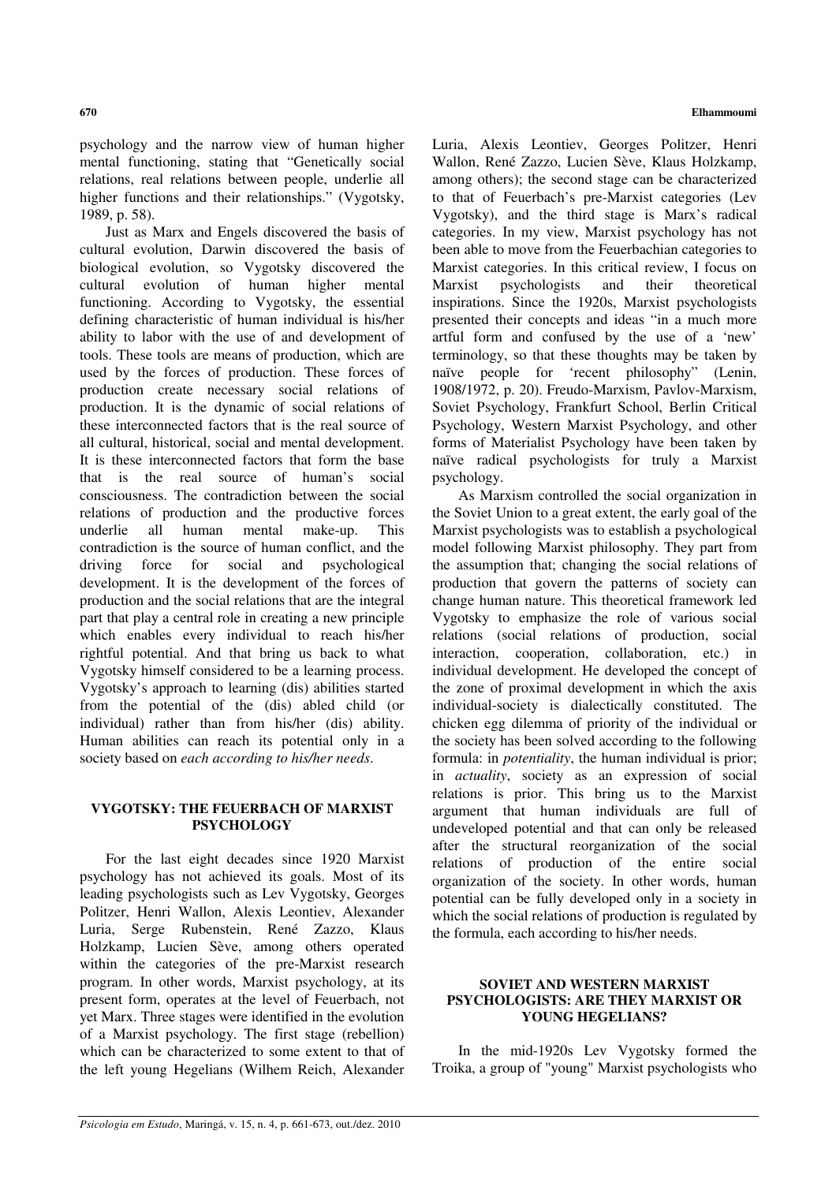psychology and the narrow view of human higher mental functioning, stating that "Genetically social relations, real relations between people, underlie all higher functions and their relationships." (Vygotsky, 1989, p. 58).

Just as Marx and Engels discovered the basis of cultural evolution, Darwin discovered the basis of biological evolution, so Vygotsky discovered the cultural evolution of human higher mental functioning. According to Vygotsky, the essential defining characteristic of human individual is his/her ability to labor with the use of and development of tools. These tools are means of production, which are used by the forces of production. These forces of production create necessary social relations of production. It is the dynamic of social relations of these interconnected factors that is the real source of all cultural, historical, social and mental development. It is these interconnected factors that form the base that is the real source of human's social consciousness. The contradiction between the social relations of production and the productive forces underlie all human mental make-up. This contradiction is the source of human conflict, and the driving force for social and psychological development. It is the development of the forces of production and the social relations that are the integral part that play a central role in creating a new principle which enables every individual to reach his/her rightful potential. And that bring us back to what Vygotsky himself considered to be a learning process. Vygotsky's approach to learning (dis) abilities started from the potential of the (dis) abled child (or individual) rather than from his/her (dis) ability. Human abilities can reach its potential only in a society based on *each according to his/her needs*.

## VYGOTSKY: THE FEUERBACH OF MARXIST PSYCHOLOGY

For the last eight decades since 1920 Marxist psychology has not achieved its goals. Most of its leading psychologists such as Lev Vygotsky, Georges Politzer, Henri Wallon, Alexis Leontiev, Alexander Luria, Serge Rubenstein, René Zazzo, Klaus Holzkamp, Lucien Sève, among others operated within the categories of the pre-Marxist research program. In other words, Marxist psychology, at its present form, operates at the level of Feuerbach, not yet Marx. Three stages were identified in the evolution of a Marxist psychology. The first stage (rebellion) which can be characterized to some extent to that of the left young Hegelians (Wilhem Reich, Alexander Luria, Alexis Leontiev, Georges Politzer, Henri Wallon, René Zazzo, Lucien Sève, Klaus Holzkamp, among others); the second stage can be characterized to that of Feuerbach's pre-Marxist categories (Lev Vygotsky), and the third stage is Marx's radical categories. In my view, Marxist psychology has not been able to move from the Feuerbachian categories to Marxist categories. In this critical review, I focus on Marxist psychologists and their theoretical inspirations. Since the 1920s, Marxist psychologists presented their concepts and ideas "in a much more artful form and confused by the use of a 'new' terminology, so that these thoughts may be taken by naïve people for 'recent philosophy" (Lenin, 1908/1972, p. 20). Freudo-Marxism, Pavlov-Marxism, Soviet Psychology, Frankfurt School, Berlin Critical Psychology, Western Marxist Psychology, and other forms of Materialist Psychology have been taken by naïve radical psychologists for truly a Marxist psychology.

As Marxism controlled the social organization in the Soviet Union to a great extent, the early goal of the Marxist psychologists was to establish a psychological model following Marxist philosophy. They part from the assumption that; changing the social relations of production that govern the patterns of society can change human nature. This theoretical framework led Vygotsky to emphasize the role of various social relations (social relations of production, social interaction, cooperation, collaboration, etc.) in individual development. He developed the concept of the zone of proximal development in which the axis individual-society is dialectically constituted. The chicken egg dilemma of priority of the individual or the society has been solved according to the following formula: in *potentiality*, the human individual is prior; in *actuality*, society as an expression of social relations is prior. This bring us to the Marxist argument that human individuals are full of undeveloped potential and that can only be released after the structural reorganization of the social relations of production of the entire social organization of the society. In other words, human potential can be fully developed only in a society in which the social relations of production is regulated by the formula, each according to his/her needs.

## SOVIET AND WESTERN MARXIST PSYCHOLOGISTS: ARE THEY MARXIST OR YOUNG HEGELIANS?

In the mid-1920s Lev Vygotsky formed the Troika, a group of "young" Marxist psychologists who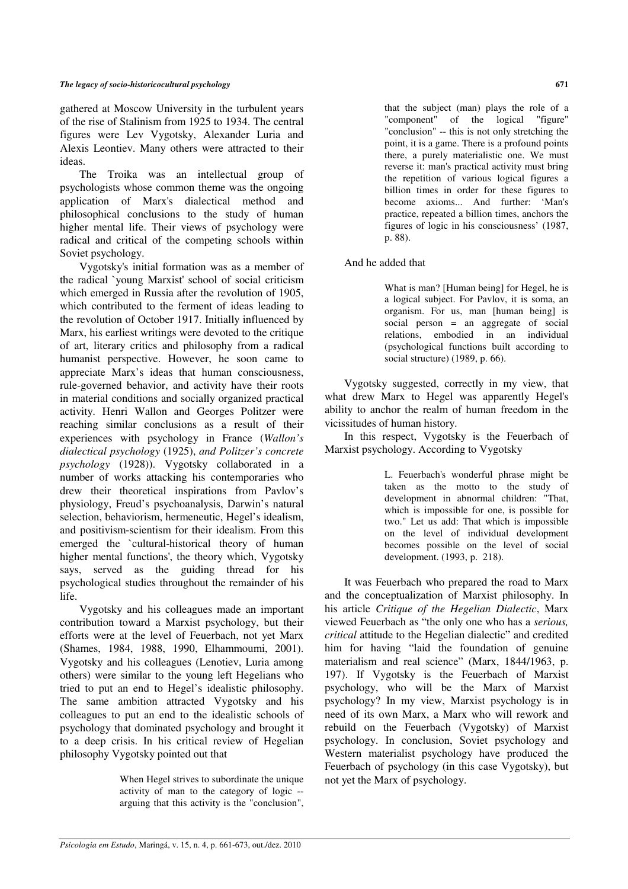gathered at Moscow University in the turbulent years of the rise of Stalinism from 1925 to 1934. The central figures were Lev Vygotsky, Alexander Luria and Alexis Leontiev. Many others were attracted to their ideas.

The Troika was an intellectual group of psychologists whose common theme was the ongoing application of Marx's dialectical method and philosophical conclusions to the study of human higher mental life. Their views of psychology were radical and critical of the competing schools within Soviet psychology.

Vygotsky's initial formation was as a member of the radical `young Marxist' school of social criticism which emerged in Russia after the revolution of 1905, which contributed to the ferment of ideas leading to the revolution of October 1917. Initially influenced by Marx, his earliest writings were devoted to the critique of art, literary critics and philosophy from a radical humanist perspective. However, he soon came to appreciate Marx's ideas that human consciousness, rule-governed behavior, and activity have their roots in material conditions and socially organized practical activity. Henri Wallon and Georges Politzer were reaching similar conclusions as a result of their experiences with psychology in France (*Wallon's dialectical psychology* (1925), *and Politzer's concrete psychology* (1928)). Vygotsky collaborated in a number of works attacking his contemporaries who drew their theoretical inspirations from Pavlov's physiology, Freud's psychoanalysis, Darwin's natural selection, behaviorism, hermeneutic, Hegel's idealism, and positivism-scientism for their idealism. From this emerged the `cultural-historical theory of human higher mental functions', the theory which, Vygotsky says, served as the guiding thread for his psychological studies throughout the remainder of his life.

Vygotsky and his colleagues made an important contribution toward a Marxist psychology, but their efforts were at the level of Feuerbach, not yet Marx (Shames, 1984, 1988, 1990, Elhammoumi, 2001). Vygotsky and his colleagues (Lenotiev, Luria among others) were similar to the young left Hegelians who tried to put an end to Hegel's idealistic philosophy. The same ambition attracted Vygotsky and his colleagues to put an end to the idealistic schools of psychology that dominated psychology and brought it to a deep crisis. In his critical review of Hegelian philosophy Vygotsky pointed out that

> When Hegel strives to subordinate the unique activity of man to the category of logic -- arguing that this activity is the "conclusion", that the subject (man) plays the role of a "component" of the logical "figure" "conclusion" -- this is not only stretching the point, it is a game. There is a profound points there, a purely materialistic one. We must reverse it: man's practical activity must bring the repetition of various logical figures a billion times in order for these figures to become axioms... And further: 'Man's practice, repeated a billion times, anchors the figures of logic in his consciousness' (1987, p. 88).

And he added that

> What is man? [Human being] for Hegel, he is a logical subject. For Pavlov, it is soma, an organism. For us, man [human being] is social person = an aggregate of social relations, embodied in an individual (psychological functions built according to social structure) (1989, p. 66).

Vygotsky suggested, correctly in my view, that what drew Marx to Hegel was apparently Hegel's ability to anchor the realm of human freedom in the vicissitudes of human history.

In this respect, Vygotsky is the Feuerbach of Marxist psychology. According to Vygotsky

> L. Feuerbach's wonderful phrase might be taken as the motto to the study of development in abnormal children: "That, which is impossible for one, is possible for two." Let us add: That which is impossible on the level of individual development becomes possible on the level of social development. (1993, p. 218).

It was Feuerbach who prepared the road to Marx and the conceptualization of Marxist philosophy. In his article *Critique of the Hegelian Dialectic*, Marx viewed Feuerbach as "the only one who has a *serious, critical* attitude to the Hegelian dialectic" and credited him for having "laid the foundation of genuine materialism and real science" (Marx, 1844/1963, p. 197). If Vygotsky is the Feuerbach of Marxist psychology, who will be the Marx of Marxist psychology? In my view, Marxist psychology is in need of its own Marx, a Marx who will rework and rebuild on the Feuerbach (Vygotsky) of Marxist psychology. In conclusion, Soviet psychology and Western materialist psychology have produced the Feuerbach of psychology (in this case Vygotsky), but not yet the Marx of psychology.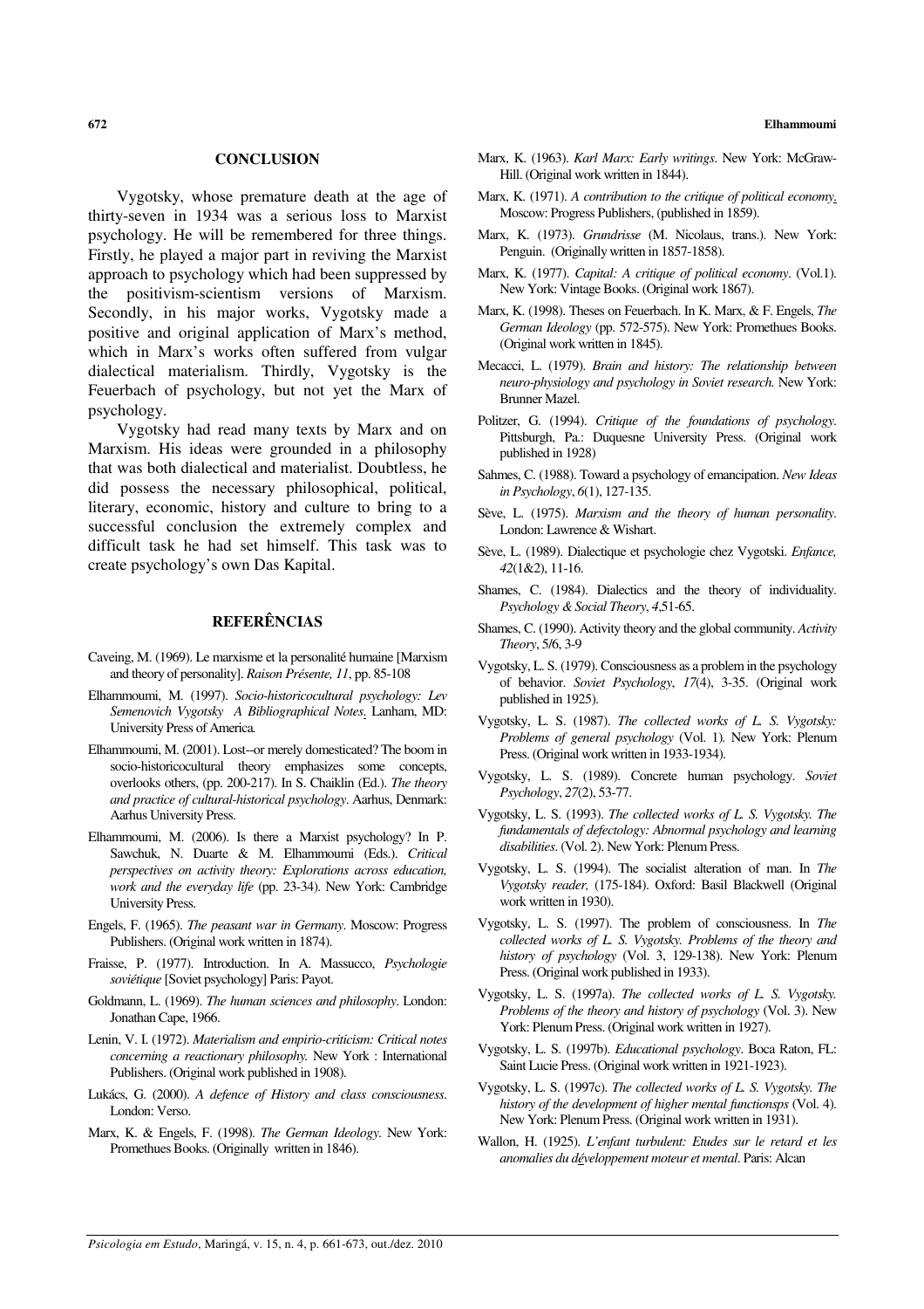## CONCLUSION

Vygotsky, whose premature death at the age of thirty-seven in 1934 was a serious loss to Marxist psychology. He will be remembered for three things. Firstly, he played a major part in reviving the Marxist approach to psychology which had been suppressed by the positivism-scientism versions of Marxism. Secondly, in his major works, Vygotsky made a positive and original application of Marx's method, which in Marx's works often suffered from vulgar dialectical materialism. Thirdly, Vygotsky is the Feuerbach of psychology, but not yet the Marx of psychology.

Vygotsky had read many texts by Marx and on Marxism. His ideas were grounded in a philosophy that was both dialectical and materialist. Doubtless, he did possess the necessary philosophical, political, literary, economic, history and culture to bring to a successful conclusion the extremely complex and difficult task he had set himself. This task was to create psychology's own Das Kapital.

## REFERÊNCIAS

Caveing, M. (1969). Le marxisme et la personalité humaine [Marxism and theory of personality]. *Raison Présente, 11*, pp. 85-108

Elhammoumi, M. (1997). *Socio-historicocultural psychology: Lev Semenovich Vygotsky A Bibliographical Notes*. Lanham, MD: University Press of America.

Elhammoumi, M. (2001). Lost--or merely domesticated? The boom in socio-historicocultural theory emphasizes some concepts, overlooks others, (pp. 200-217). In S. Chaiklin (Ed.). *The theory and practice of cultural-historical psychology*. Aarhus, Denmark: Aarhus University Press.

Elhammoumi, M. (2006). Is there a Marxist psychology? In P. Sawchuk, N. Duarte & M. Elhammoumi (Eds.). *Critical perspectives on activity theory: Explorations across education, work and the everyday life* (pp. 23-34). New York: Cambridge University Press.

Engels, F. (1965). *The peasant war in Germany*. Moscow: Progress Publishers. (Original work written in 1874).

Fraisse, P. (1977). Introduction. In A. Massucco, *Psychologie soviétique* [Soviet psychology] Paris: Payot.

Goldmann, L. (1969). *The human sciences and philosophy*. London: Jonathan Cape, 1966.

Lenin, V. I. (1972). *Materialism and empirio-criticism: Critical notes concerning a reactionary philosophy.* New York : International Publishers. (Original work published in 1908).

Lukács, G. (2000). *A defence of History and class consciousness*. London: Verso.

Marx, K. & Engels, F. (1998). *The German Ideology*. New York: Promethues Books. (Originally written in 1846).

Marx, K. (1963). *Karl Marx: Early writings*. New York: McGraw-Hill. (Original work written in 1844).

Marx, K. (1971). *A contribution to the critique of political economy*. Moscow: Progress Publishers, (published in 1859).

Marx, K. (1973). *Grundrisse* (M. Nicolaus, trans.). New York: Penguin. (Originally written in 1857-1858).

Marx, K. (1977). *Capital: A critique of political economy*. (Vol.1). New York: Vintage Books. (Original work 1867).

Marx, K. (1998). Theses on Feuerbach. In K. Marx, & F. Engels, *The German Ideology* (pp. 572-575). New York: Promethues Books. (Original work written in 1845).

Mecacci, L. (1979). *Brain and history: The relationship between neuro-physiology and psychology in Soviet research.* New York: Brunner Mazel.

Politzer, G. (1994). *Critique of the foundations of psychology*. Pittsburgh, Pa.: Duquesne University Press. (Original work published in 1928)

Sahmes, C. (1988). Toward a psychology of emancipation. *New Ideas in Psychology*, *6*(1), 127-135.

Sève, L. (1975). *Marxism and the theory of human personality*. London: Lawrence & Wishart.

Sève, L. (1989). Dialectique et psychologie chez Vygotski. *Enfance, 42*(1&2), 11-16.

Shames, C. (1984). Dialectics and the theory of individuality. *Psychology & Social Theory*, *4*,51-65.

Shames, C. (1990). Activity theory and the global community. *Activity Theory*, 5/6, 3-9

Vygotsky, L. S. (1979). Consciousness as a problem in the psychology of behavior. *Soviet Psychology*, *17*(4), 3-35. (Original work published in 1925).

Vygotsky, L. S. (1987). *The collected works of L. S. Vygotsky: Problems of general psychology* (Vol. 1)*.* New York: Plenum Press. (Original work written in 1933-1934).

Vygotsky, L. S. (1989). Concrete human psychology. *Soviet Psychology*, *27*(2), 53-77.

Vygotsky, L. S. (1993). *The collected works of L. S. Vygotsky. The fundamentals of defectology: Abnormal psychology and learning disabilities*. (Vol. 2). New York: Plenum Press.

Vygotsky, L. S. (1994). The socialist alteration of man. In *The Vygotsky reader,* (175-184). Oxford: Basil Blackwell (Original work written in 1930).

Vygotsky, L. S. (1997). The problem of consciousness. In *The collected works of L. S. Vygotsky. Problems of the theory and history of psychology* (Vol. 3, 129-138). New York: Plenum Press. (Original work published in 1933).

Vygotsky, L. S. (1997a). *The collected works of L. S. Vygotsky. Problems of the theory and history of psychology* (Vol. 3). New York: Plenum Press. (Original work written in 1927).

Vygotsky, L. S. (1997b). *Educational psychology*. Boca Raton, FL: Saint Lucie Press. (Original work written in 1921-1923).

Vygotsky, L. S. (1997c). *The collected works of L. S. Vygotsky. The history of the development of higher mental functionsps* (Vol. 4). New York: Plenum Press. (Original work written in 1931).

Wallon, H. (1925). *L'enfant turbulent: Etudes sur le retard et les anomalies du développement moteur et mental*. Paris: Alcan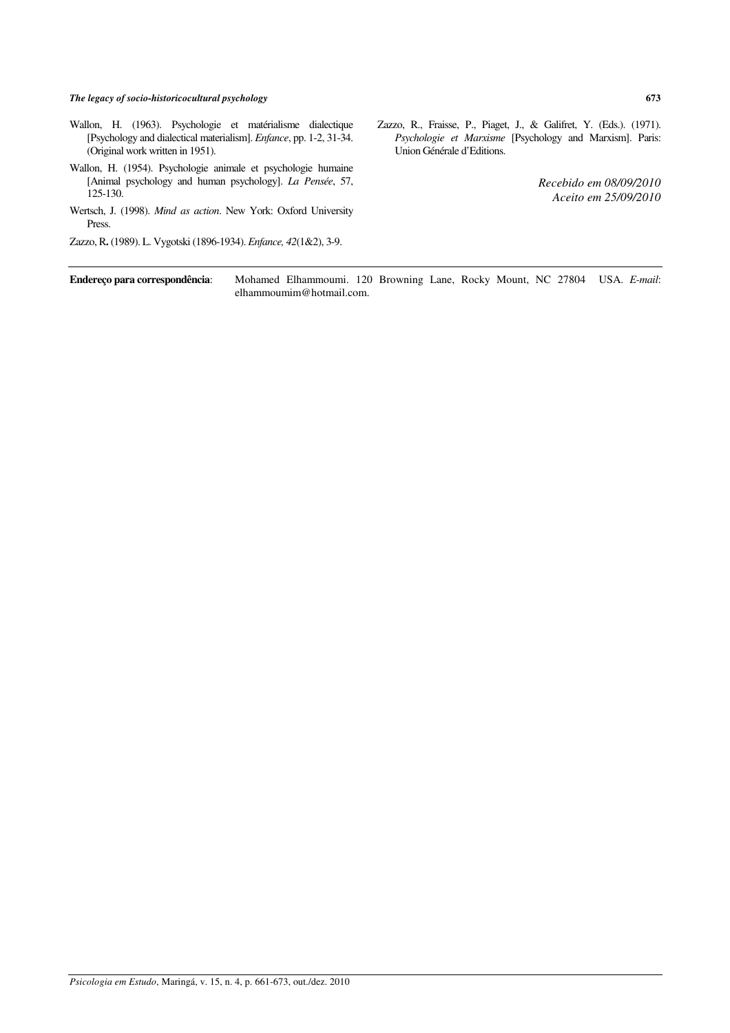Wallon, H. (1963). Psychologie et matérialisme dialectique [Psychology and dialectical materialism]. *Enfance*, pp. 1-2, 31-34. (Original work written in 1951).

Wallon, H. (1954). Psychologie animale et psychologie humaine [Animal psychology and human psychology]. *La Pensée*, 57, 125-130.

Wertsch, J. (1998). *Mind as action*. New York: Oxford University Press.

Zazzo, R**.** (1989). L. Vygotski (1896-1934). *Enfance, 42*(1&2), 3-9.

Zazzo, R., Fraisse, P., Piaget, J., & Galifret, Y. (Eds.). (1971). *Psychologie et Marxisme* [Psychology and Marxism]. Paris: Union Générale d'Editions.

*Recebido em 08/09/2010*
*Aceito em 25/09/2010*

---

**Endereço para correspondência**: Mohamed Elhammoumi. 120 Browning Lane, Rocky Mount, NC 27804 USA. *E-mail*: elhammoumim@hotmail.com.